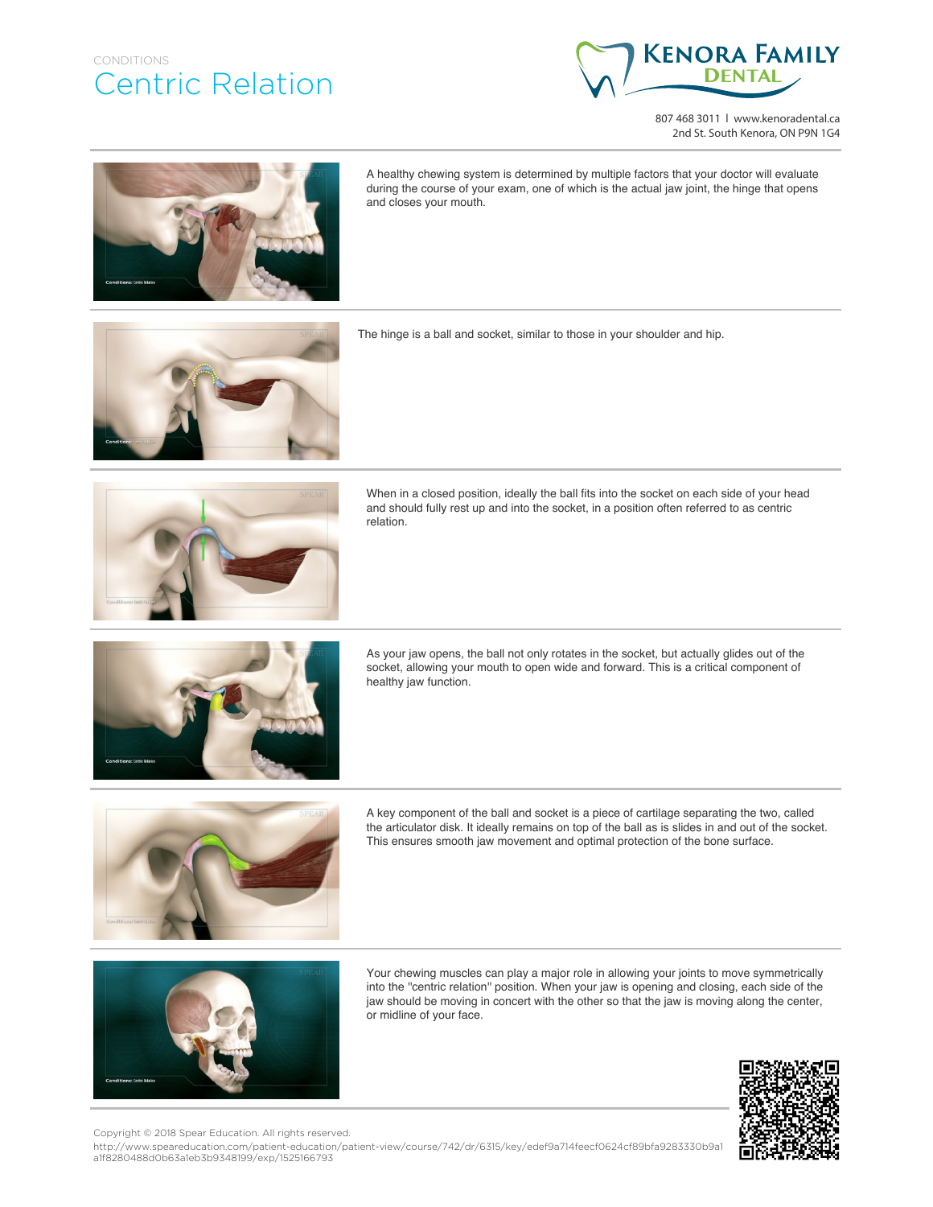CONDITIONS

# Centric Relation

807 468 3011 I www.kenoradental.ca
2nd St. South Kenora, ON P9N 1G4

A healthy chewing system is determined by multiple factors that your doctor will evaluate during the course of your exam, one of which is the actual jaw joint, the hinge that opens and closes your mouth.

The hinge is a ball and socket, similar to those in your shoulder and hip.

When in a closed position, ideally the ball fits into the socket on each side of your head and should fully rest up and into the socket, in a position often referred to as centric relation.

As your jaw opens, the ball not only rotates in the socket, but actually glides out of the socket, allowing your mouth to open wide and forward. This is a critical component of healthy jaw function.

A key component of the ball and socket is a piece of cartilage separating the two, called the articulator disk. It ideally remains on top of the ball as is slides in and out of the socket. This ensures smooth jaw movement and optimal protection of the bone surface.

Your chewing muscles can play a major role in allowing your joints to move symmetrically into the "centric relation" position. When your jaw is opening and closing, each side of the jaw should be moving in concert with the other so that the jaw is moving along the center, or midline of your face.

Copyright © 2018 Spear Education. All rights reserved.
http://www.speareducation.com/patient-education/patient-view/course/742/dr/6315/key/edef9a714feecf0624cf89bfa9283330b9a1a1f8280488d0b63a1eb3b9348199/exp/1525166793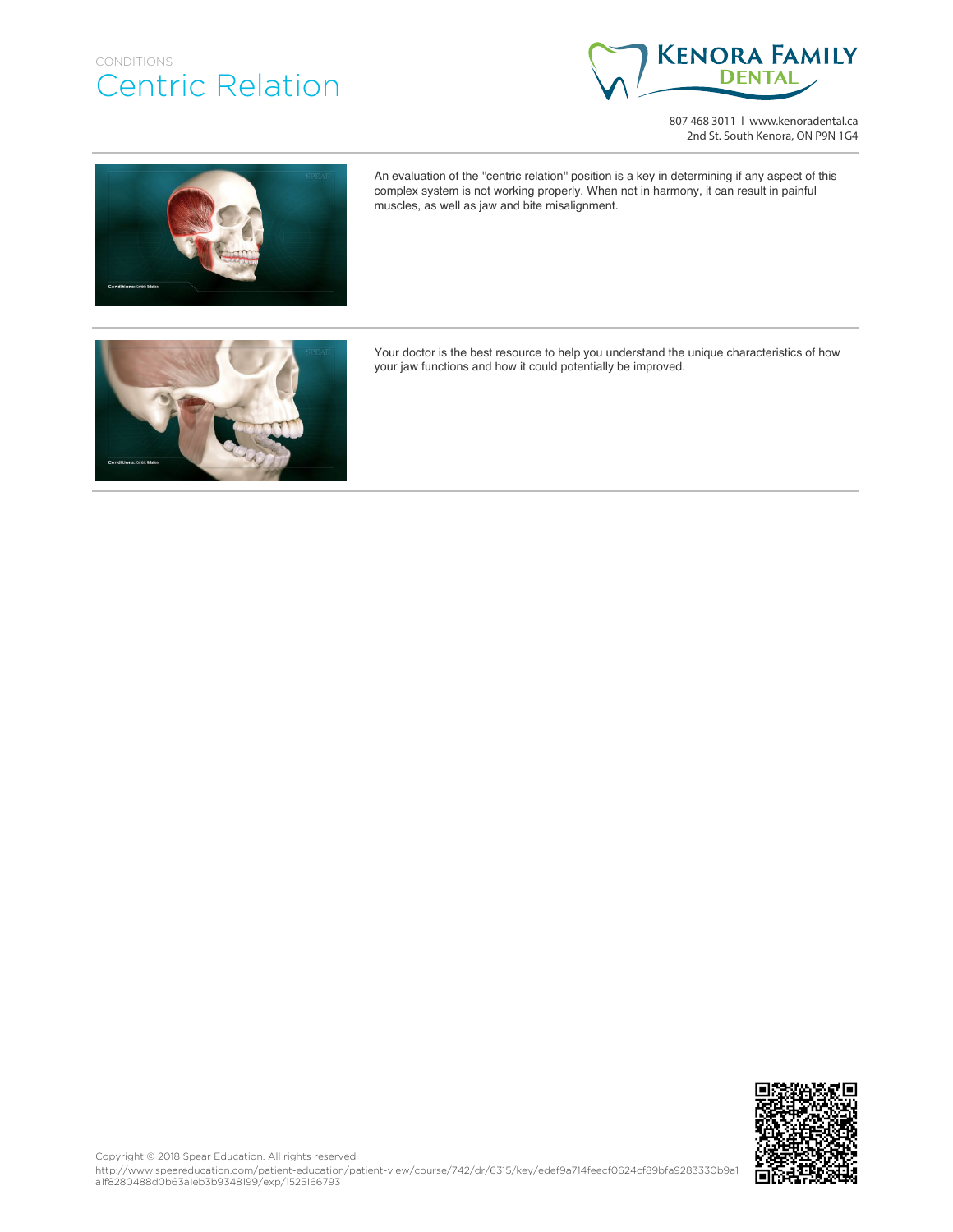CONDITIONS

# Centric Relation

807 468 3011 | www.kenoradental.ca
2nd St. South Kenora, ON P9N 1G4

An evaluation of the "centric relation" position is a key in determining if any aspect of this complex system is not working properly. When not in harmony, it can result in painful muscles, as well as jaw and bite misalignment.

Your doctor is the best resource to help you understand the unique characteristics of how your jaw functions and how it could potentially be improved.

Copyright © 2018 Spear Education. All rights reserved.
http://www.speareducation.com/patient-education/patient-view/course/742/dr/6315/key/edef9a714feecf0624cf89bfa9283330b9a1a1f8280488d0b63a1eb3b9348199/exp/1525166793